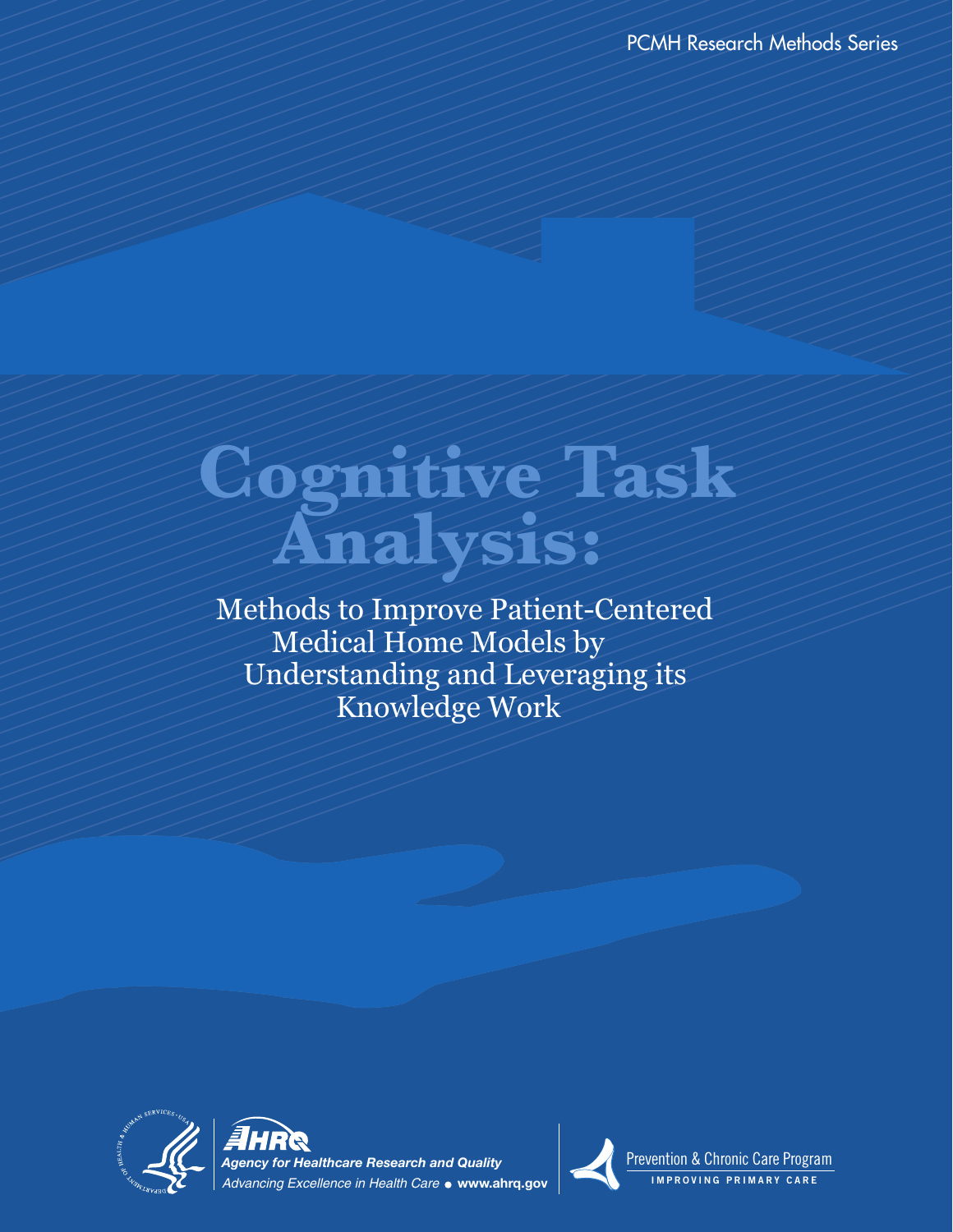PCMH Research Methods Series

# Cognitive Task Analysis:

## Methods to Improve Patient-Centered Medical Home Models by Understanding and Leveraging its Knowledge Work

AHRQ

*Agency for Healthcare Research and Quality*

*Advancing Excellence in Health Care* • **www.ahrq.gov**

Prevention & Chronic Care Program

IMPROVING PRIMARY CARE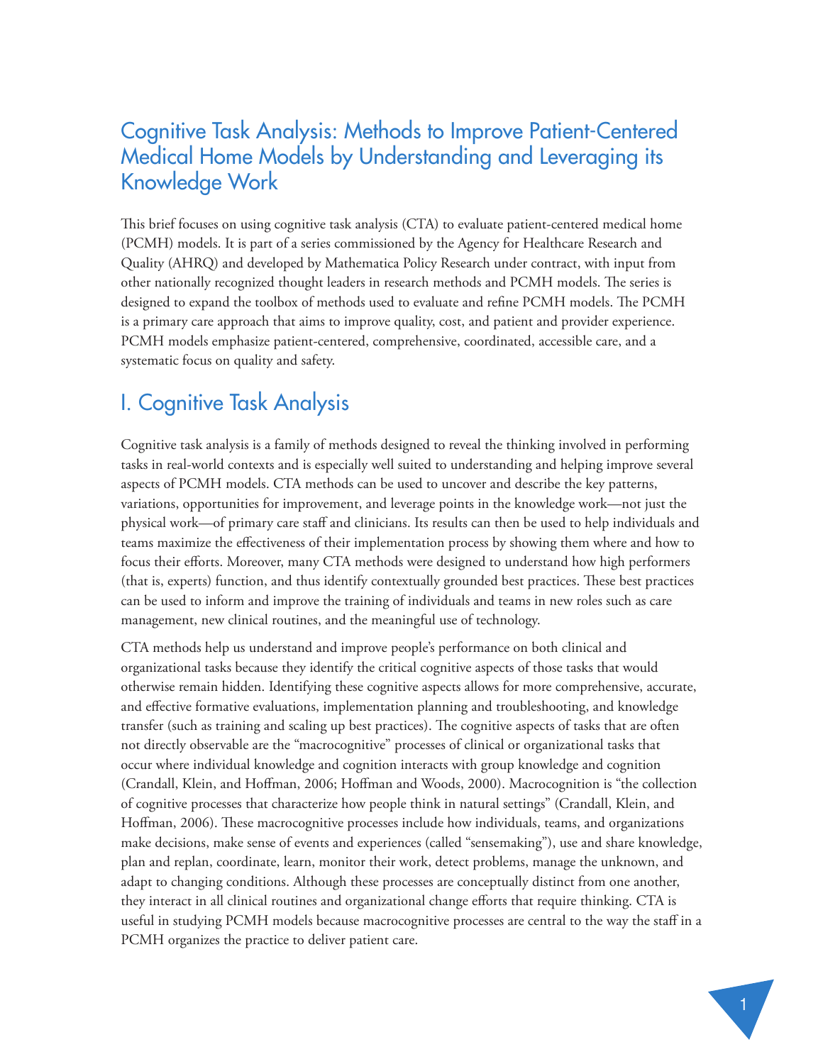# Cognitive Task Analysis: Methods to Improve Patient-Centered Medical Home Models by Understanding and Leveraging its Knowledge Work

This brief focuses on using cognitive task analysis (CTA) to evaluate patient-centered medical home (PCMH) models. It is part of a series commissioned by the Agency for Healthcare Research and Quality (AHRQ) and developed by Mathematica Policy Research under contract, with input from other nationally recognized thought leaders in research methods and PCMH models. The series is designed to expand the toolbox of methods used to evaluate and refine PCMH models. The PCMH is a primary care approach that aims to improve quality, cost, and patient and provider experience. PCMH models emphasize patient-centered, comprehensive, coordinated, accessible care, and a systematic focus on quality and safety.

## I. Cognitive Task Analysis

Cognitive task analysis is a family of methods designed to reveal the thinking involved in performing tasks in real-world contexts and is especially well suited to understanding and helping improve several aspects of PCMH models. CTA methods can be used to uncover and describe the key patterns, variations, opportunities for improvement, and leverage points in the knowledge work—not just the physical work—of primary care staff and clinicians. Its results can then be used to help individuals and teams maximize the effectiveness of their implementation process by showing them where and how to focus their efforts. Moreover, many CTA methods were designed to understand how high performers (that is, experts) function, and thus identify contextually grounded best practices. These best practices can be used to inform and improve the training of individuals and teams in new roles such as care management, new clinical routines, and the meaningful use of technology.

CTA methods help us understand and improve people's performance on both clinical and organizational tasks because they identify the critical cognitive aspects of those tasks that would otherwise remain hidden. Identifying these cognitive aspects allows for more comprehensive, accurate, and effective formative evaluations, implementation planning and troubleshooting, and knowledge transfer (such as training and scaling up best practices). The cognitive aspects of tasks that are often not directly observable are the "macrocognitive" processes of clinical or organizational tasks that occur where individual knowledge and cognition interacts with group knowledge and cognition (Crandall, Klein, and Hoffman, 2006; Hoffman and Woods, 2000). Macrocognition is "the collection of cognitive processes that characterize how people think in natural settings" (Crandall, Klein, and Hoffman, 2006). These macrocognitive processes include how individuals, teams, and organizations make decisions, make sense of events and experiences (called "sensemaking"), use and share knowledge, plan and replan, coordinate, learn, monitor their work, detect problems, manage the unknown, and adapt to changing conditions. Although these processes are conceptually distinct from one another, they interact in all clinical routines and organizational change efforts that require thinking. CTA is useful in studying PCMH models because macrocognitive processes are central to the way the staff in a PCMH organizes the practice to deliver patient care.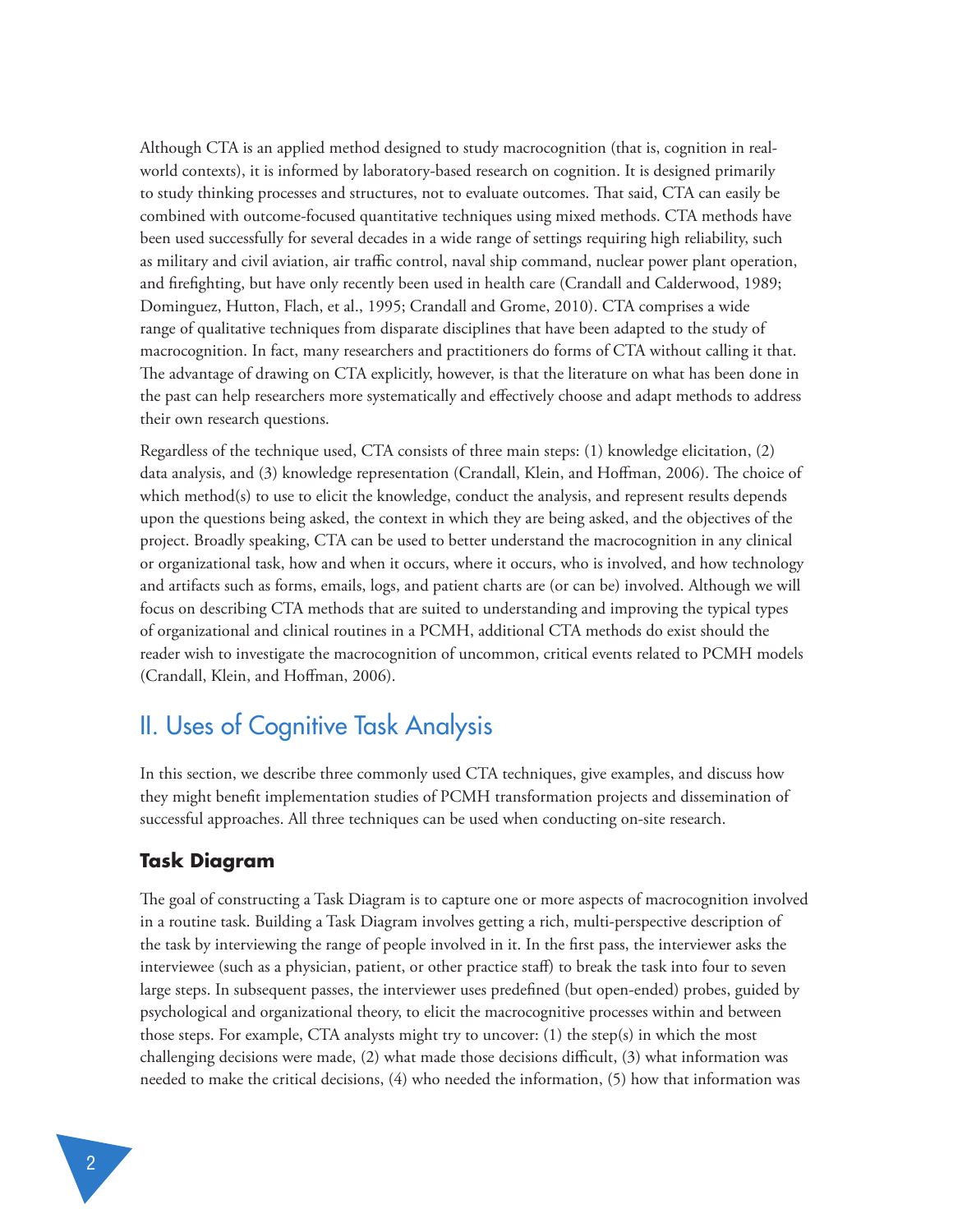Although CTA is an applied method designed to study macrocognition (that is, cognition in real-world contexts), it is informed by laboratory-based research on cognition. It is designed primarily to study thinking processes and structures, not to evaluate outcomes. That said, CTA can easily be combined with outcome-focused quantitative techniques using mixed methods. CTA methods have been used successfully for several decades in a wide range of settings requiring high reliability, such as military and civil aviation, air traffic control, naval ship command, nuclear power plant operation, and firefighting, but have only recently been used in health care (Crandall and Calderwood, 1989; Dominguez, Hutton, Flach, et al., 1995; Crandall and Grome, 2010). CTA comprises a wide range of qualitative techniques from disparate disciplines that have been adapted to the study of macrocognition. In fact, many researchers and practitioners do forms of CTA without calling it that. The advantage of drawing on CTA explicitly, however, is that the literature on what has been done in the past can help researchers more systematically and effectively choose and adapt methods to address their own research questions.

Regardless of the technique used, CTA consists of three main steps: (1) knowledge elicitation, (2) data analysis, and (3) knowledge representation (Crandall, Klein, and Hoffman, 2006). The choice of which method(s) to use to elicit the knowledge, conduct the analysis, and represent results depends upon the questions being asked, the context in which they are being asked, and the objectives of the project. Broadly speaking, CTA can be used to better understand the macrocognition in any clinical or organizational task, how and when it occurs, where it occurs, who is involved, and how technology and artifacts such as forms, emails, logs, and patient charts are (or can be) involved. Although we will focus on describing CTA methods that are suited to understanding and improving the typical types of organizational and clinical routines in a PCMH, additional CTA methods do exist should the reader wish to investigate the macrocognition of uncommon, critical events related to PCMH models (Crandall, Klein, and Hoffman, 2006).

## II. Uses of Cognitive Task Analysis

In this section, we describe three commonly used CTA techniques, give examples, and discuss how they might benefit implementation studies of PCMH transformation projects and dissemination of successful approaches. All three techniques can be used when conducting on-site research.

### Task Diagram

The goal of constructing a Task Diagram is to capture one or more aspects of macrocognition involved in a routine task. Building a Task Diagram involves getting a rich, multi-perspective description of the task by interviewing the range of people involved in it. In the first pass, the interviewer asks the interviewee (such as a physician, patient, or other practice staff) to break the task into four to seven large steps. In subsequent passes, the interviewer uses predefined (but open-ended) probes, guided by psychological and organizational theory, to elicit the macrocognitive processes within and between those steps. For example, CTA analysts might try to uncover: (1) the step(s) in which the most challenging decisions were made, (2) what made those decisions difficult, (3) what information was needed to make the critical decisions, (4) who needed the information, (5) how that information was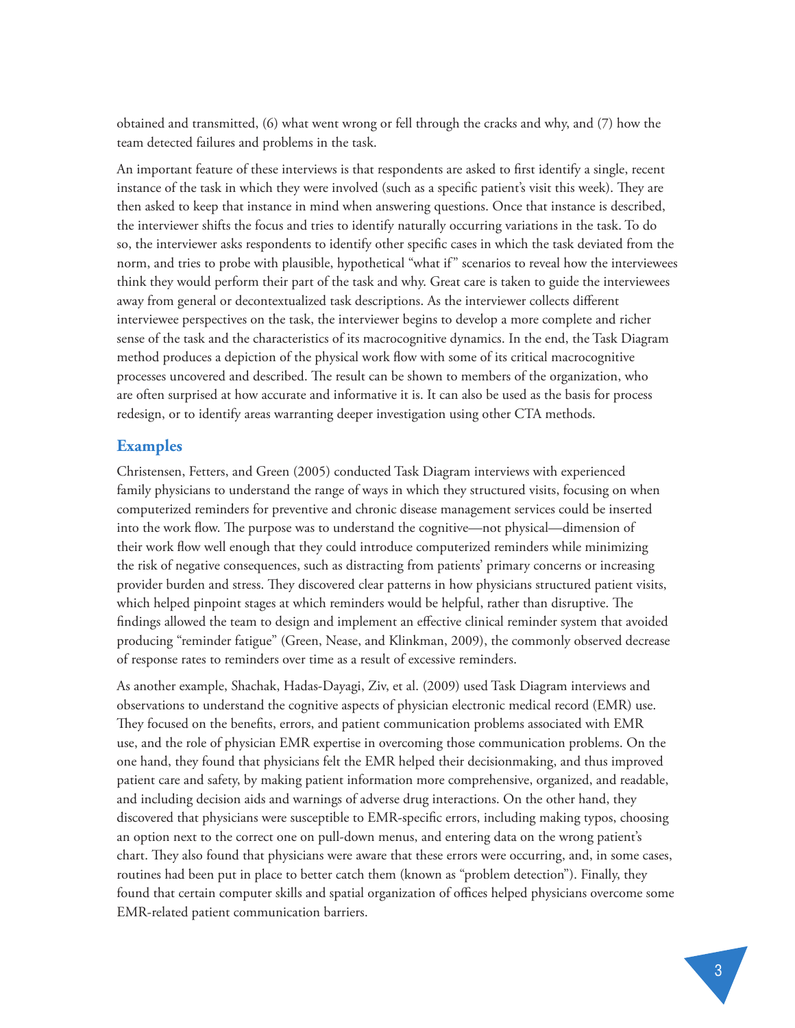obtained and transmitted, (6) what went wrong or fell through the cracks and why, and (7) how the team detected failures and problems in the task.

An important feature of these interviews is that respondents are asked to first identify a single, recent instance of the task in which they were involved (such as a specific patient's visit this week). They are then asked to keep that instance in mind when answering questions. Once that instance is described, the interviewer shifts the focus and tries to identify naturally occurring variations in the task. To do so, the interviewer asks respondents to identify other specific cases in which the task deviated from the norm, and tries to probe with plausible, hypothetical "what if" scenarios to reveal how the interviewees think they would perform their part of the task and why. Great care is taken to guide the interviewees away from general or decontextualized task descriptions. As the interviewer collects different interviewee perspectives on the task, the interviewer begins to develop a more complete and richer sense of the task and the characteristics of its macrocognitive dynamics. In the end, the Task Diagram method produces a depiction of the physical work flow with some of its critical macrocognitive processes uncovered and described. The result can be shown to members of the organization, who are often surprised at how accurate and informative it is. It can also be used as the basis for process redesign, or to identify areas warranting deeper investigation using other CTA methods.

## Examples

Christensen, Fetters, and Green (2005) conducted Task Diagram interviews with experienced family physicians to understand the range of ways in which they structured visits, focusing on when computerized reminders for preventive and chronic disease management services could be inserted into the work flow. The purpose was to understand the cognitive—not physical—dimension of their work flow well enough that they could introduce computerized reminders while minimizing the risk of negative consequences, such as distracting from patients' primary concerns or increasing provider burden and stress. They discovered clear patterns in how physicians structured patient visits, which helped pinpoint stages at which reminders would be helpful, rather than disruptive. The findings allowed the team to design and implement an effective clinical reminder system that avoided producing "reminder fatigue" (Green, Nease, and Klinkman, 2009), the commonly observed decrease of response rates to reminders over time as a result of excessive reminders.

As another example, Shachak, Hadas-Dayagi, Ziv, et al. (2009) used Task Diagram interviews and observations to understand the cognitive aspects of physician electronic medical record (EMR) use. They focused on the benefits, errors, and patient communication problems associated with EMR use, and the role of physician EMR expertise in overcoming those communication problems. On the one hand, they found that physicians felt the EMR helped their decisionmaking, and thus improved patient care and safety, by making patient information more comprehensive, organized, and readable, and including decision aids and warnings of adverse drug interactions. On the other hand, they discovered that physicians were susceptible to EMR-specific errors, including making typos, choosing an option next to the correct one on pull-down menus, and entering data on the wrong patient's chart. They also found that physicians were aware that these errors were occurring, and, in some cases, routines had been put in place to better catch them (known as "problem detection"). Finally, they found that certain computer skills and spatial organization of offices helped physicians overcome some EMR-related patient communication barriers.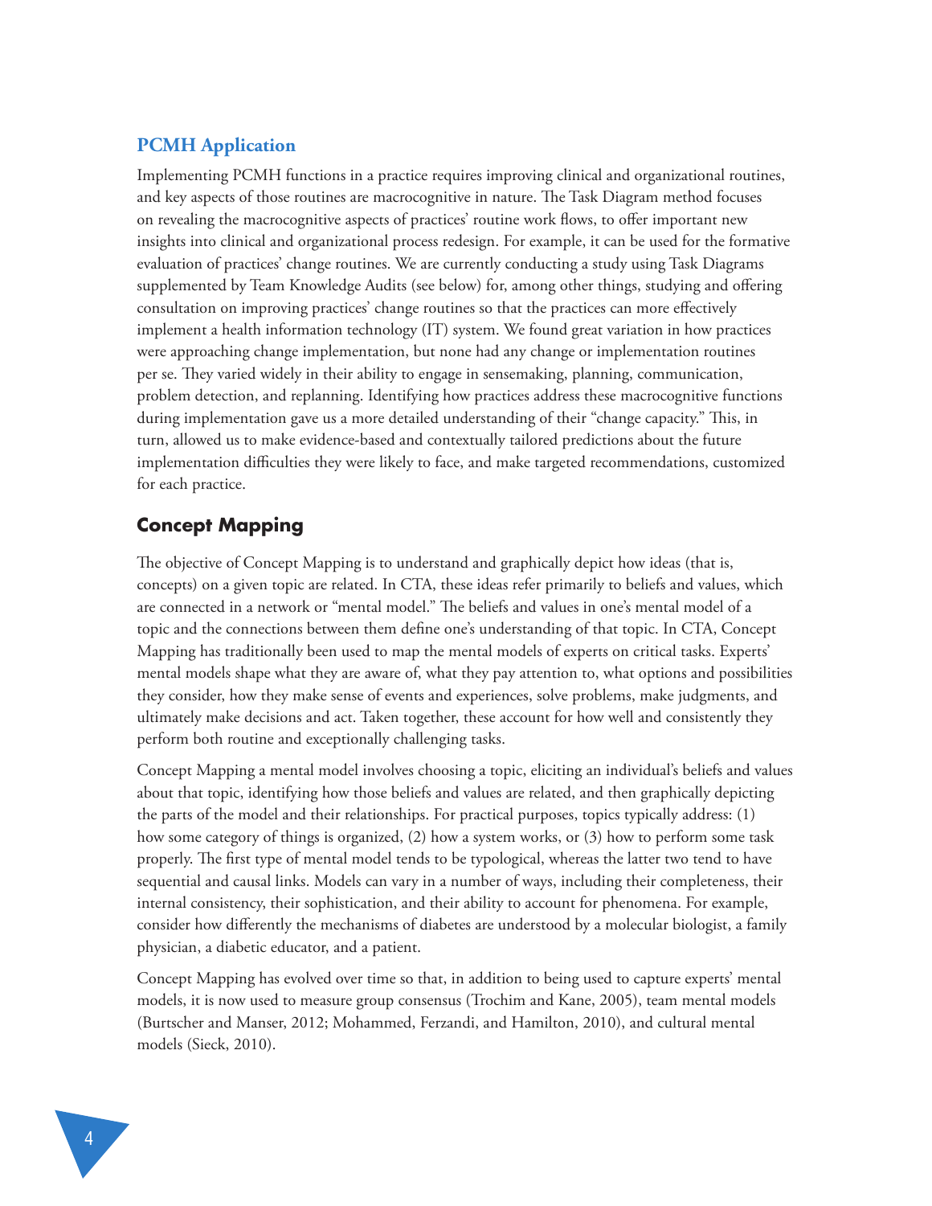### PCMH Application

Implementing PCMH functions in a practice requires improving clinical and organizational routines, and key aspects of those routines are macrocognitive in nature. The Task Diagram method focuses on revealing the macrocognitive aspects of practices' routine work flows, to offer important new insights into clinical and organizational process redesign. For example, it can be used for the formative evaluation of practices' change routines. We are currently conducting a study using Task Diagrams supplemented by Team Knowledge Audits (see below) for, among other things, studying and offering consultation on improving practices' change routines so that the practices can more effectively implement a health information technology (IT) system. We found great variation in how practices were approaching change implementation, but none had any change or implementation routines per se. They varied widely in their ability to engage in sensemaking, planning, communication, problem detection, and replanning. Identifying how practices address these macrocognitive functions during implementation gave us a more detailed understanding of their "change capacity." This, in turn, allowed us to make evidence-based and contextually tailored predictions about the future implementation difficulties they were likely to face, and make targeted recommendations, customized for each practice.

## Concept Mapping

The objective of Concept Mapping is to understand and graphically depict how ideas (that is, concepts) on a given topic are related. In CTA, these ideas refer primarily to beliefs and values, which are connected in a network or "mental model." The beliefs and values in one's mental model of a topic and the connections between them define one's understanding of that topic. In CTA, Concept Mapping has traditionally been used to map the mental models of experts on critical tasks. Experts' mental models shape what they are aware of, what they pay attention to, what options and possibilities they consider, how they make sense of events and experiences, solve problems, make judgments, and ultimately make decisions and act. Taken together, these account for how well and consistently they perform both routine and exceptionally challenging tasks.

Concept Mapping a mental model involves choosing a topic, eliciting an individual's beliefs and values about that topic, identifying how those beliefs and values are related, and then graphically depicting the parts of the model and their relationships. For practical purposes, topics typically address: (1) how some category of things is organized, (2) how a system works, or (3) how to perform some task properly. The first type of mental model tends to be typological, whereas the latter two tend to have sequential and causal links. Models can vary in a number of ways, including their completeness, their internal consistency, their sophistication, and their ability to account for phenomena. For example, consider how differently the mechanisms of diabetes are understood by a molecular biologist, a family physician, a diabetic educator, and a patient.

Concept Mapping has evolved over time so that, in addition to being used to capture experts' mental models, it is now used to measure group consensus (Trochim and Kane, 2005), team mental models (Burtscher and Manser, 2012; Mohammed, Ferzandi, and Hamilton, 2010), and cultural mental models (Sieck, 2010).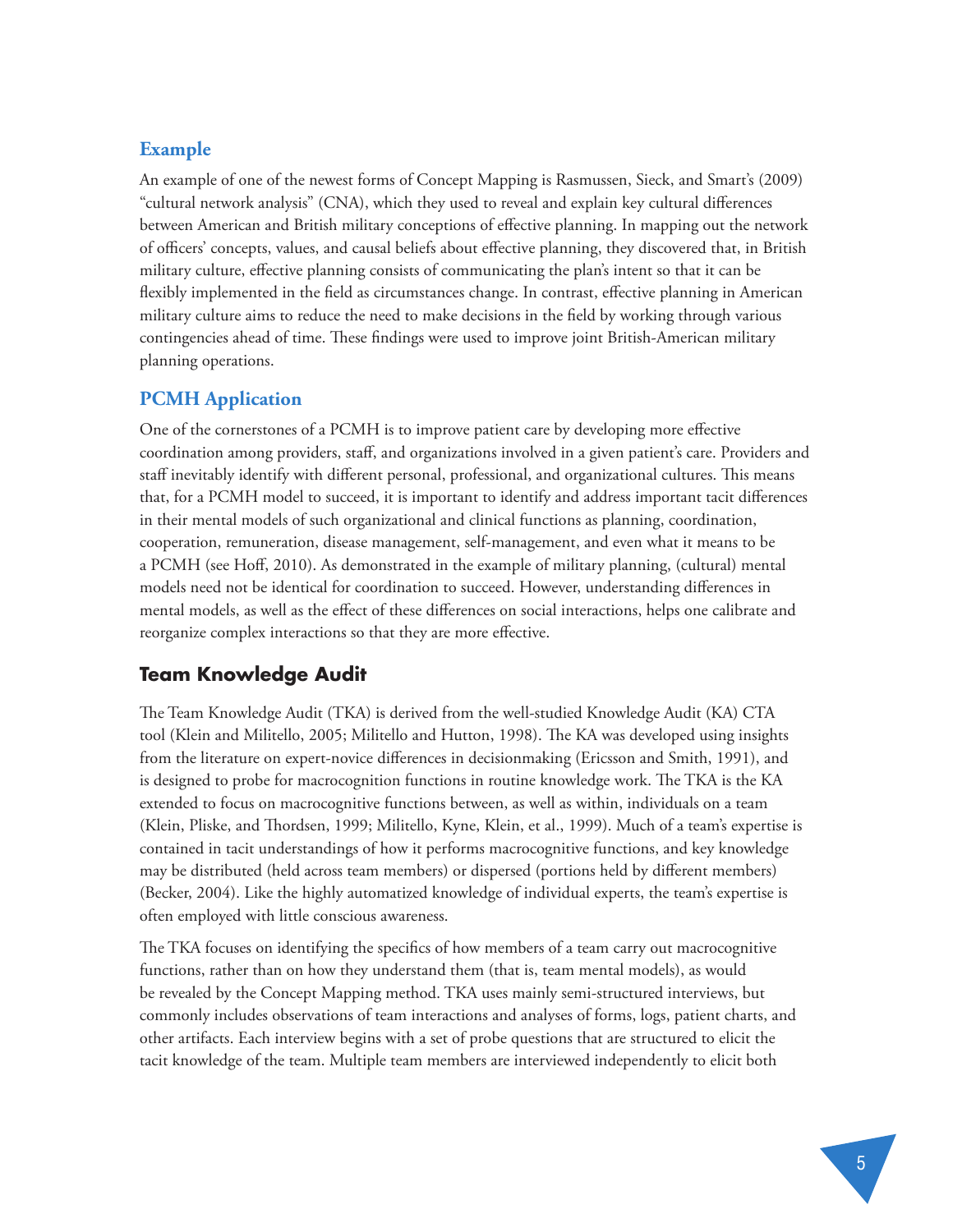### Example

An example of one of the newest forms of Concept Mapping is Rasmussen, Sieck, and Smart's (2009) "cultural network analysis" (CNA), which they used to reveal and explain key cultural differences between American and British military conceptions of effective planning. In mapping out the network of officers' concepts, values, and causal beliefs about effective planning, they discovered that, in British military culture, effective planning consists of communicating the plan's intent so that it can be flexibly implemented in the field as circumstances change. In contrast, effective planning in American military culture aims to reduce the need to make decisions in the field by working through various contingencies ahead of time. These findings were used to improve joint British-American military planning operations.

### PCMH Application

One of the cornerstones of a PCMH is to improve patient care by developing more effective coordination among providers, staff, and organizations involved in a given patient's care. Providers and staff inevitably identify with different personal, professional, and organizational cultures. This means that, for a PCMH model to succeed, it is important to identify and address important tacit differences in their mental models of such organizational and clinical functions as planning, coordination, cooperation, remuneration, disease management, self-management, and even what it means to be a PCMH (see Hoff, 2010). As demonstrated in the example of military planning, (cultural) mental models need not be identical for coordination to succeed. However, understanding differences in mental models, as well as the effect of these differences on social interactions, helps one calibrate and reorganize complex interactions so that they are more effective.

## Team Knowledge Audit

The Team Knowledge Audit (TKA) is derived from the well-studied Knowledge Audit (KA) CTA tool (Klein and Militello, 2005; Militello and Hutton, 1998). The KA was developed using insights from the literature on expert-novice differences in decisionmaking (Ericsson and Smith, 1991), and is designed to probe for macrocognition functions in routine knowledge work. The TKA is the KA extended to focus on macrocognitive functions between, as well as within, individuals on a team (Klein, Pliske, and Thordsen, 1999; Militello, Kyne, Klein, et al., 1999). Much of a team's expertise is contained in tacit understandings of how it performs macrocognitive functions, and key knowledge may be distributed (held across team members) or dispersed (portions held by different members) (Becker, 2004). Like the highly automatized knowledge of individual experts, the team's expertise is often employed with little conscious awareness.

The TKA focuses on identifying the specifics of how members of a team carry out macrocognitive functions, rather than on how they understand them (that is, team mental models), as would be revealed by the Concept Mapping method. TKA uses mainly semi-structured interviews, but commonly includes observations of team interactions and analyses of forms, logs, patient charts, and other artifacts. Each interview begins with a set of probe questions that are structured to elicit the tacit knowledge of the team. Multiple team members are interviewed independently to elicit both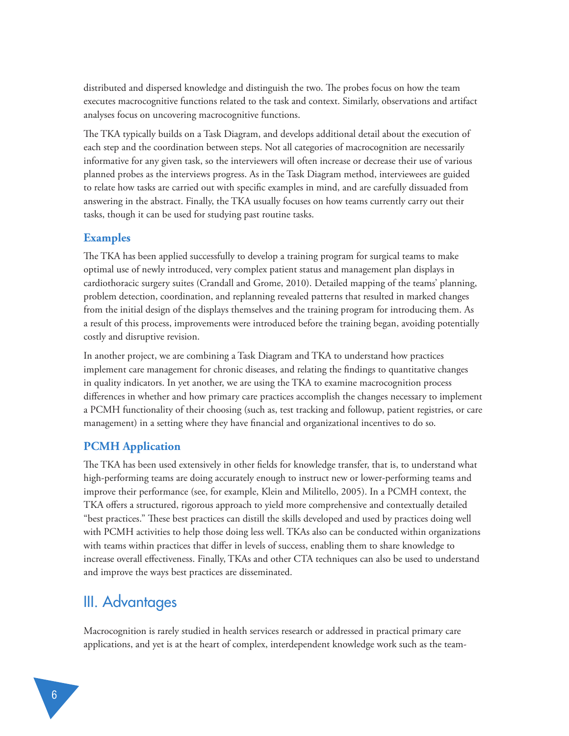distributed and dispersed knowledge and distinguish the two. The probes focus on how the team executes macrocognitive functions related to the task and context. Similarly, observations and artifact analyses focus on uncovering macrocognitive functions.

The TKA typically builds on a Task Diagram, and develops additional detail about the execution of each step and the coordination between steps. Not all categories of macrocognition are necessarily informative for any given task, so the interviewers will often increase or decrease their use of various planned probes as the interviews progress. As in the Task Diagram method, interviewees are guided to relate how tasks are carried out with specific examples in mind, and are carefully dissuaded from answering in the abstract. Finally, the TKA usually focuses on how teams currently carry out their tasks, though it can be used for studying past routine tasks.

### Examples

The TKA has been applied successfully to develop a training program for surgical teams to make optimal use of newly introduced, very complex patient status and management plan displays in cardiothoracic surgery suites (Crandall and Grome, 2010). Detailed mapping of the teams' planning, problem detection, coordination, and replanning revealed patterns that resulted in marked changes from the initial design of the displays themselves and the training program for introducing them. As a result of this process, improvements were introduced before the training began, avoiding potentially costly and disruptive revision.

In another project, we are combining a Task Diagram and TKA to understand how practices implement care management for chronic diseases, and relating the findings to quantitative changes in quality indicators. In yet another, we are using the TKA to examine macrocognition process differences in whether and how primary care practices accomplish the changes necessary to implement a PCMH functionality of their choosing (such as, test tracking and followup, patient registries, or care management) in a setting where they have financial and organizational incentives to do so.

### PCMH Application

The TKA has been used extensively in other fields for knowledge transfer, that is, to understand what high-performing teams are doing accurately enough to instruct new or lower-performing teams and improve their performance (see, for example, Klein and Militello, 2005). In a PCMH context, the TKA offers a structured, rigorous approach to yield more comprehensive and contextually detailed "best practices." These best practices can distill the skills developed and used by practices doing well with PCMH activities to help those doing less well. TKAs also can be conducted within organizations with teams within practices that differ in levels of success, enabling them to share knowledge to increase overall effectiveness. Finally, TKAs and other CTA techniques can also be used to understand and improve the ways best practices are disseminated.

## III. Advantages

Macrocognition is rarely studied in health services research or addressed in practical primary care applications, and yet is at the heart of complex, interdependent knowledge work such as the team-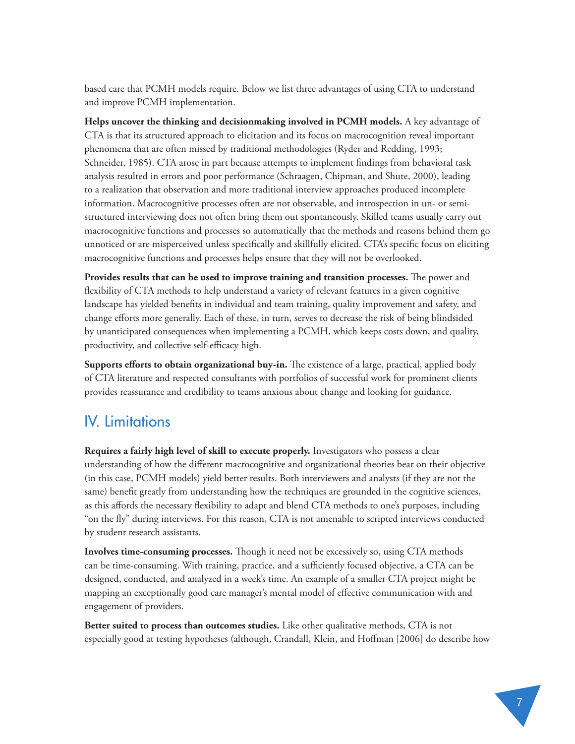based care that PCMH models require. Below we list three advantages of using CTA to understand and improve PCMH implementation.

**Helps uncover the thinking and decisionmaking involved in PCMH models.** A key advantage of CTA is that its structured approach to elicitation and its focus on macrocognition reveal important phenomena that are often missed by traditional methodologies (Ryder and Redding, 1993; Schneider, 1985). CTA arose in part because attempts to implement findings from behavioral task analysis resulted in errors and poor performance (Schraagen, Chipman, and Shute, 2000), leading to a realization that observation and more traditional interview approaches produced incomplete information. Macrocognitive processes often are not observable, and introspection in un- or semi-structured interviewing does not often bring them out spontaneously. Skilled teams usually carry out macrocognitive functions and processes so automatically that the methods and reasons behind them go unnoticed or are misperceived unless specifically and skillfully elicited. CTA's specific focus on eliciting macrocognitive functions and processes helps ensure that they will not be overlooked.

**Provides results that can be used to improve training and transition processes.** The power and flexibility of CTA methods to help understand a variety of relevant features in a given cognitive landscape has yielded benefits in individual and team training, quality improvement and safety, and change efforts more generally. Each of these, in turn, serves to decrease the risk of being blindsided by unanticipated consequences when implementing a PCMH, which keeps costs down, and quality, productivity, and collective self-efficacy high.

**Supports efforts to obtain organizational buy-in.** The existence of a large, practical, applied body of CTA literature and respected consultants with portfolios of successful work for prominent clients provides reassurance and credibility to teams anxious about change and looking for guidance.

## IV. Limitations

**Requires a fairly high level of skill to execute properly.** Investigators who possess a clear understanding of how the different macrocognitive and organizational theories bear on their objective (in this case, PCMH models) yield better results. Both interviewers and analysts (if they are not the same) benefit greatly from understanding how the techniques are grounded in the cognitive sciences, as this affords the necessary flexibility to adapt and blend CTA methods to one's purposes, including "on the fly" during interviews. For this reason, CTA is not amenable to scripted interviews conducted by student research assistants.

**Involves time-consuming processes.** Though it need not be excessively so, using CTA methods can be time-consuming. With training, practice, and a sufficiently focused objective, a CTA can be designed, conducted, and analyzed in a week's time. An example of a smaller CTA project might be mapping an exceptionally good care manager's mental model of effective communication with and engagement of providers.

**Better suited to process than outcomes studies.** Like other qualitative methods, CTA is not especially good at testing hypotheses (although, Crandall, Klein, and Hoffman [2006] do describe how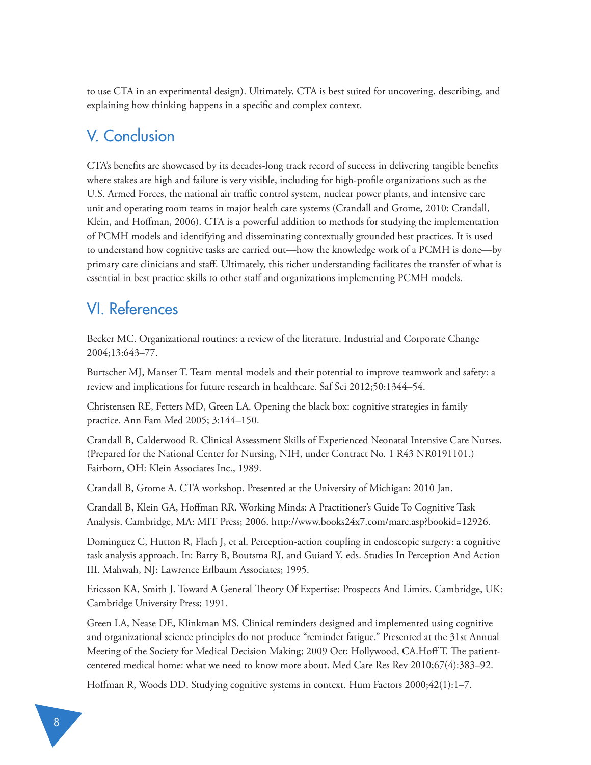to use CTA in an experimental design). Ultimately, CTA is best suited for uncovering, describing, and explaining how thinking happens in a specific and complex context.

## V. Conclusion

CTA's benefits are showcased by its decades-long track record of success in delivering tangible benefits where stakes are high and failure is very visible, including for high-profile organizations such as the U.S. Armed Forces, the national air traffic control system, nuclear power plants, and intensive care unit and operating room teams in major health care systems (Crandall and Grome, 2010; Crandall, Klein, and Hoffman, 2006). CTA is a powerful addition to methods for studying the implementation of PCMH models and identifying and disseminating contextually grounded best practices. It is used to understand how cognitive tasks are carried out—how the knowledge work of a PCMH is done—by primary care clinicians and staff. Ultimately, this richer understanding facilitates the transfer of what is essential in best practice skills to other staff and organizations implementing PCMH models.

## VI. References

Becker MC. Organizational routines: a review of the literature. Industrial and Corporate Change 2004;13:643–77.

Burtscher MJ, Manser T. Team mental models and their potential to improve teamwork and safety: a review and implications for future research in healthcare. Saf Sci 2012;50:1344–54.

Christensen RE, Fetters MD, Green LA. Opening the black box: cognitive strategies in family practice. Ann Fam Med 2005; 3:144–150.

Crandall B, Calderwood R. Clinical Assessment Skills of Experienced Neonatal Intensive Care Nurses. (Prepared for the National Center for Nursing, NIH, under Contract No. 1 R43 NR0191101.) Fairborn, OH: Klein Associates Inc., 1989.

Crandall B, Grome A. CTA workshop. Presented at the University of Michigan; 2010 Jan.

Crandall B, Klein GA, Hoffman RR. Working Minds: A Practitioner's Guide To Cognitive Task Analysis. Cambridge, MA: MIT Press; 2006. http://www.books24x7.com/marc.asp?bookid=12926.

Dominguez C, Hutton R, Flach J, et al. Perception-action coupling in endoscopic surgery: a cognitive task analysis approach. In: Barry B, Boutsma RJ, and Guiard Y, eds. Studies In Perception And Action III. Mahwah, NJ: Lawrence Erlbaum Associates; 1995.

Ericsson KA, Smith J. Toward A General Theory Of Expertise: Prospects And Limits. Cambridge, UK: Cambridge University Press; 1991.

Green LA, Nease DE, Klinkman MS. Clinical reminders designed and implemented using cognitive and organizational science principles do not produce "reminder fatigue." Presented at the 31st Annual Meeting of the Society for Medical Decision Making; 2009 Oct; Hollywood, CA.Hoff T. The patient-centered medical home: what we need to know more about. Med Care Res Rev 2010;67(4):383–92.

Hoffman R, Woods DD. Studying cognitive systems in context. Hum Factors 2000;42(1):1–7.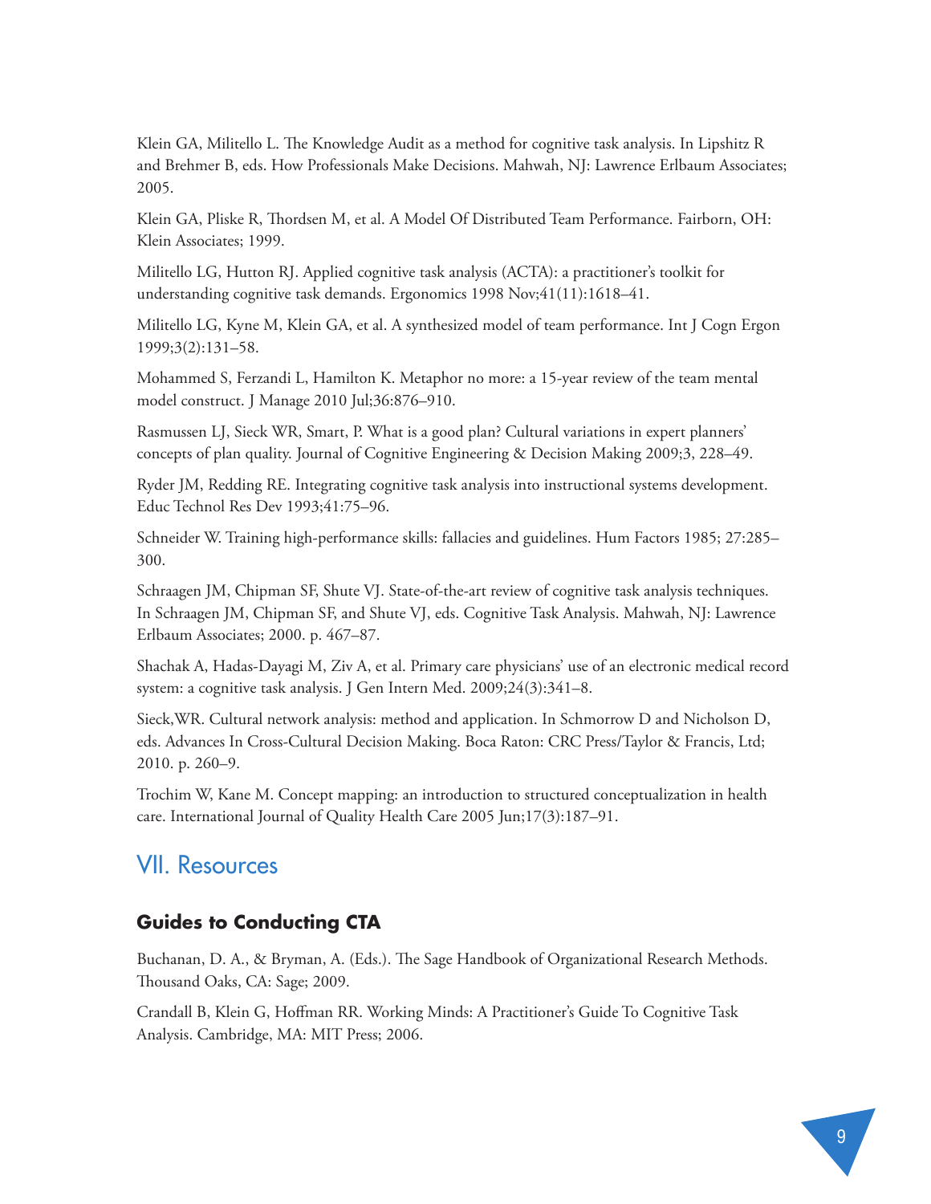Klein GA, Militello L. The Knowledge Audit as a method for cognitive task analysis. In Lipshitz R and Brehmer B, eds. How Professionals Make Decisions. Mahwah, NJ: Lawrence Erlbaum Associates; 2005.

Klein GA, Pliske R, Thordsen M, et al. A Model Of Distributed Team Performance. Fairborn, OH: Klein Associates; 1999.

Militello LG, Hutton RJ. Applied cognitive task analysis (ACTA): a practitioner's toolkit for understanding cognitive task demands. Ergonomics 1998 Nov;41(11):1618–41.

Militello LG, Kyne M, Klein GA, et al. A synthesized model of team performance. Int J Cogn Ergon 1999;3(2):131–58.

Mohammed S, Ferzandi L, Hamilton K. Metaphor no more: a 15-year review of the team mental model construct. J Manage 2010 Jul;36:876–910.

Rasmussen LJ, Sieck WR, Smart, P. What is a good plan? Cultural variations in expert planners' concepts of plan quality. Journal of Cognitive Engineering & Decision Making 2009;3, 228–49.

Ryder JM, Redding RE. Integrating cognitive task analysis into instructional systems development. Educ Technol Res Dev 1993;41:75–96.

Schneider W. Training high-performance skills: fallacies and guidelines. Hum Factors 1985; 27:285–300.

Schraagen JM, Chipman SF, Shute VJ. State-of-the-art review of cognitive task analysis techniques. In Schraagen JM, Chipman SF, and Shute VJ, eds. Cognitive Task Analysis. Mahwah, NJ: Lawrence Erlbaum Associates; 2000. p. 467–87.

Shachak A, Hadas-Dayagi M, Ziv A, et al. Primary care physicians' use of an electronic medical record system: a cognitive task analysis. J Gen Intern Med. 2009;24(3):341–8.

Sieck,WR. Cultural network analysis: method and application. In Schmorrow D and Nicholson D, eds. Advances In Cross-Cultural Decision Making. Boca Raton: CRC Press/Taylor & Francis, Ltd; 2010. p. 260–9.

Trochim W, Kane M. Concept mapping: an introduction to structured conceptualization in health care. International Journal of Quality Health Care 2005 Jun;17(3):187–91.

## VII. Resources

### Guides to Conducting CTA

Buchanan, D. A., & Bryman, A. (Eds.). The Sage Handbook of Organizational Research Methods. Thousand Oaks, CA: Sage; 2009.

Crandall B, Klein G, Hoffman RR. Working Minds: A Practitioner's Guide To Cognitive Task Analysis. Cambridge, MA: MIT Press; 2006.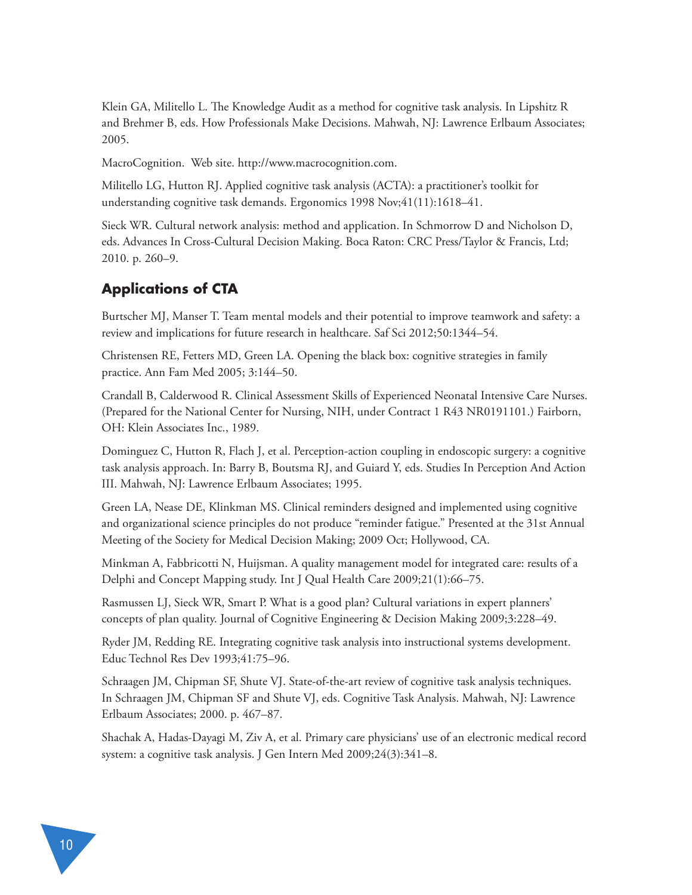Klein GA, Militello L. The Knowledge Audit as a method for cognitive task analysis. In Lipshitz R and Brehmer B, eds. How Professionals Make Decisions. Mahwah, NJ: Lawrence Erlbaum Associates; 2005.

MacroCognition. Web site. http://www.macrocognition.com.

Militello LG, Hutton RJ. Applied cognitive task analysis (ACTA): a practitioner's toolkit for understanding cognitive task demands. Ergonomics 1998 Nov;41(11):1618–41.

Sieck WR. Cultural network analysis: method and application. In Schmorrow D and Nicholson D, eds. Advances In Cross-Cultural Decision Making. Boca Raton: CRC Press/Taylor & Francis, Ltd; 2010. p. 260–9.

## Applications of CTA

Burtscher MJ, Manser T. Team mental models and their potential to improve teamwork and safety: a review and implications for future research in healthcare. Saf Sci 2012;50:1344–54.

Christensen RE, Fetters MD, Green LA. Opening the black box: cognitive strategies in family practice. Ann Fam Med 2005; 3:144–50.

Crandall B, Calderwood R. Clinical Assessment Skills of Experienced Neonatal Intensive Care Nurses. (Prepared for the National Center for Nursing, NIH, under Contract 1 R43 NR0191101.) Fairborn, OH: Klein Associates Inc., 1989.

Dominguez C, Hutton R, Flach J, et al. Perception-action coupling in endoscopic surgery: a cognitive task analysis approach. In: Barry B, Boutsma RJ, and Guiard Y, eds. Studies In Perception And Action III. Mahwah, NJ: Lawrence Erlbaum Associates; 1995.

Green LA, Nease DE, Klinkman MS. Clinical reminders designed and implemented using cognitive and organizational science principles do not produce "reminder fatigue." Presented at the 31st Annual Meeting of the Society for Medical Decision Making; 2009 Oct; Hollywood, CA.

Minkman A, Fabbricotti N, Huijsman. A quality management model for integrated care: results of a Delphi and Concept Mapping study. Int J Qual Health Care 2009;21(1):66–75.

Rasmussen LJ, Sieck WR, Smart P. What is a good plan? Cultural variations in expert planners' concepts of plan quality. Journal of Cognitive Engineering & Decision Making 2009;3:228–49.

Ryder JM, Redding RE. Integrating cognitive task analysis into instructional systems development. Educ Technol Res Dev 1993;41:75–96.

Schraagen JM, Chipman SF, Shute VJ. State-of-the-art review of cognitive task analysis techniques. In Schraagen JM, Chipman SF and Shute VJ, eds. Cognitive Task Analysis. Mahwah, NJ: Lawrence Erlbaum Associates; 2000. p. 467–87.

Shachak A, Hadas-Dayagi M, Ziv A, et al. Primary care physicians' use of an electronic medical record system: a cognitive task analysis. J Gen Intern Med 2009;24(3):341–8.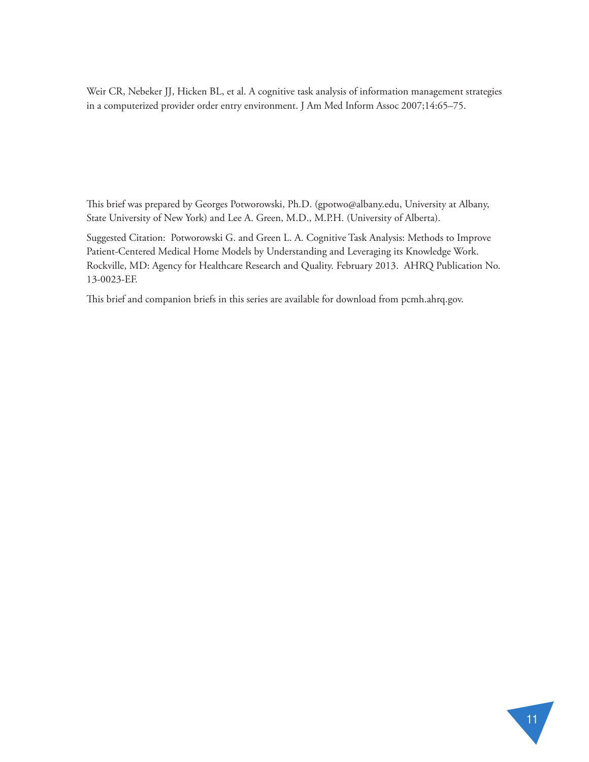Weir CR, Nebeker JJ, Hicken BL, et al. A cognitive task analysis of information management strategies in a computerized provider order entry environment. J Am Med Inform Assoc 2007;14:65–75.

This brief was prepared by Georges Potworowski, Ph.D. (gpotwo@albany.edu, University at Albany, State University of New York) and Lee A. Green, M.D., M.P.H. (University of Alberta).

Suggested Citation: Potworowski G. and Green L. A. Cognitive Task Analysis: Methods to Improve Patient-Centered Medical Home Models by Understanding and Leveraging its Knowledge Work. Rockville, MD: Agency for Healthcare Research and Quality. February 2013. AHRQ Publication No. 13-0023-EF.

This brief and companion briefs in this series are available for download from pcmh.ahrq.gov.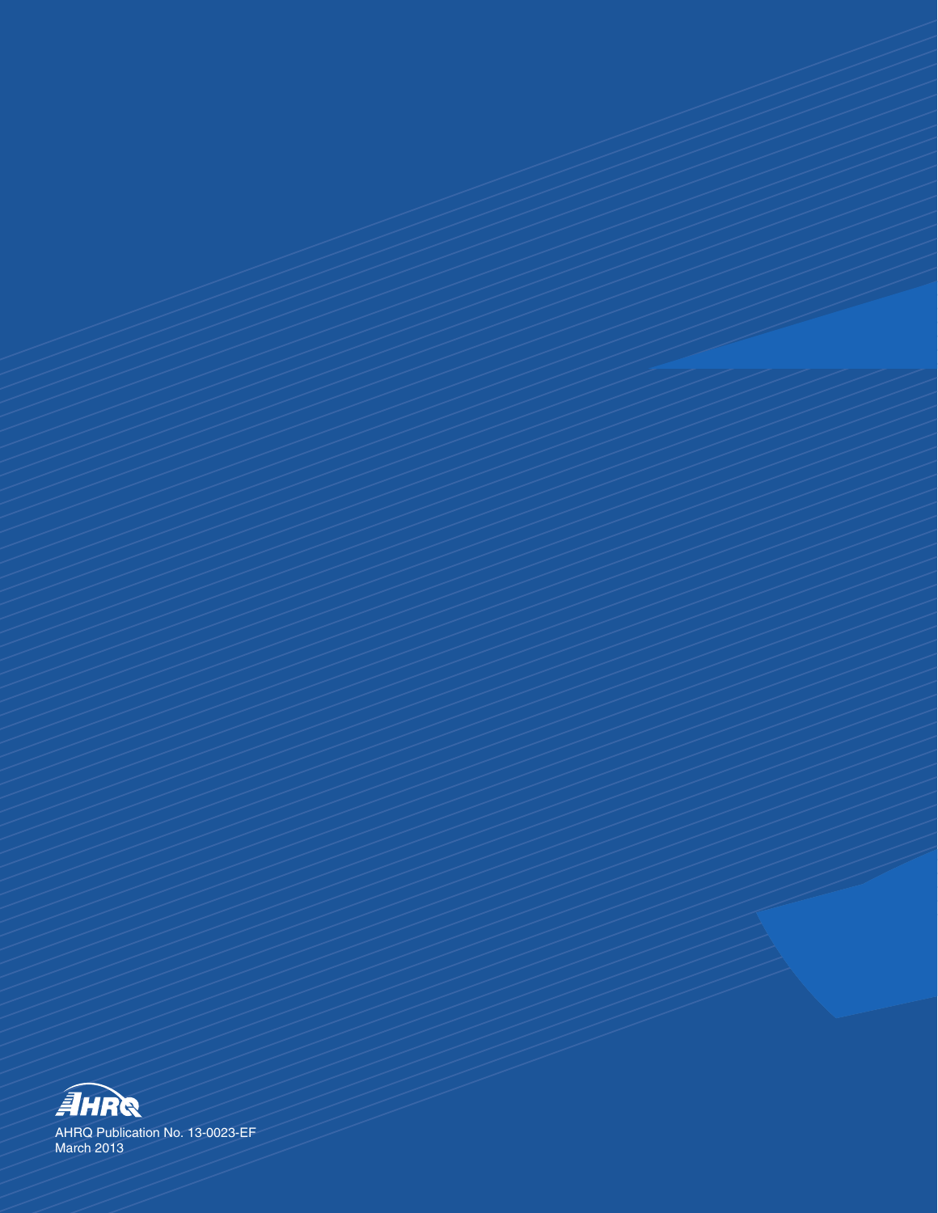AHRQ

AHRQ Publication No. 13-0023-EF
March 2013